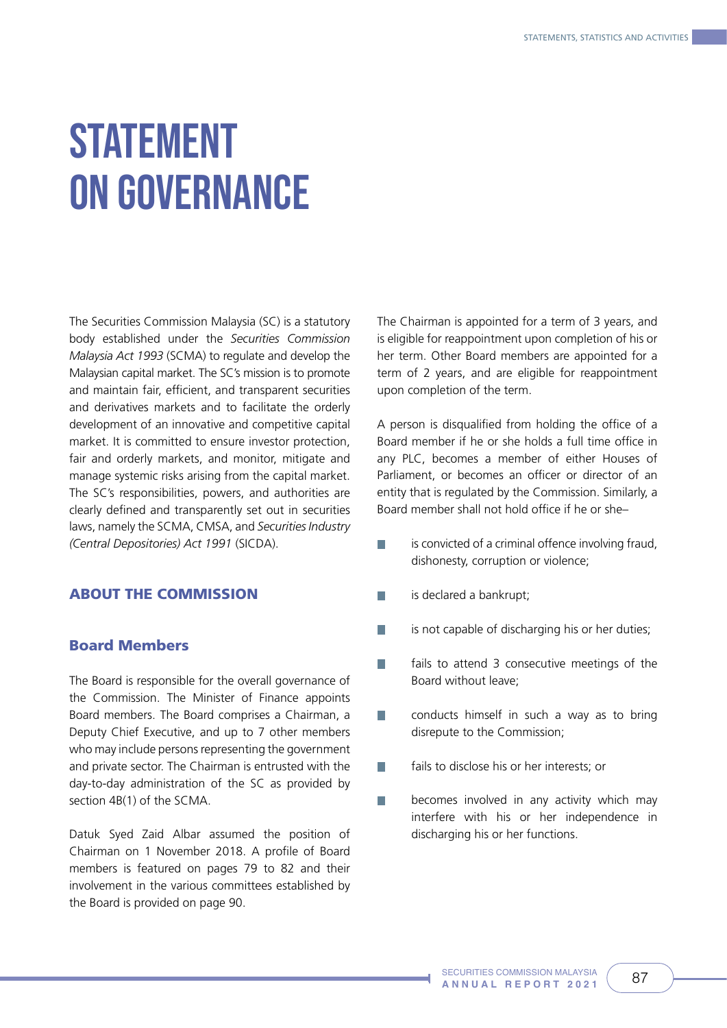# STATEMENT ON GOVERNANCE

The Securities Commission Malaysia (SC) is a statutory body established under the *Securities Commission Malaysia Act 1993* (SCMA) to regulate and develop the Malaysian capital market. The SC's mission is to promote and maintain fair, efficient, and transparent securities and derivatives markets and to facilitate the orderly development of an innovative and competitive capital market. It is committed to ensure investor protection, fair and orderly markets, and monitor, mitigate and manage systemic risks arising from the capital market. The SC's responsibilities, powers, and authorities are clearly defined and transparently set out in securities laws, namely the SCMA, CMSA, and *Securities Industry (Central Depositories) Act 1991* (SICDA).

## ABOUT THE COMMISSION

### Board Members

The Board is responsible for the overall governance of the Commission. The Minister of Finance appoints Board members. The Board comprises a Chairman, a Deputy Chief Executive, and up to 7 other members who may include persons representing the government and private sector. The Chairman is entrusted with the day-to-day administration of the SC as provided by section 4B(1) of the SCMA.

Datuk Syed Zaid Albar assumed the position of Chairman on 1 November 2018. A profile of Board members is featured on pages 79 to 82 and their involvement in the various committees established by the Board is provided on page 90.

The Chairman is appointed for a term of 3 years, and is eligible for reappointment upon completion of his or her term. Other Board members are appointed for a term of 2 years, and are eligible for reappointment upon completion of the term.

A person is disqualified from holding the office of a Board member if he or she holds a full time office in any PLC, becomes a member of either Houses of Parliament, or becomes an officer or director of an entity that is regulated by the Commission. Similarly, a Board member shall not hold office if he or she–

- is convicted of a criminal offence involving fraud, dishonesty, corruption or violence;
- is declared a bankrupt;
- is not capable of discharging his or her duties;
- fails to attend 3 consecutive meetings of the Board without leave;
- conducts himself in such a way as to bring disrepute to the Commission;
- fails to disclose his or her interests; or
- becomes involved in any activity which may interfere with his or her independence in discharging his or her functions.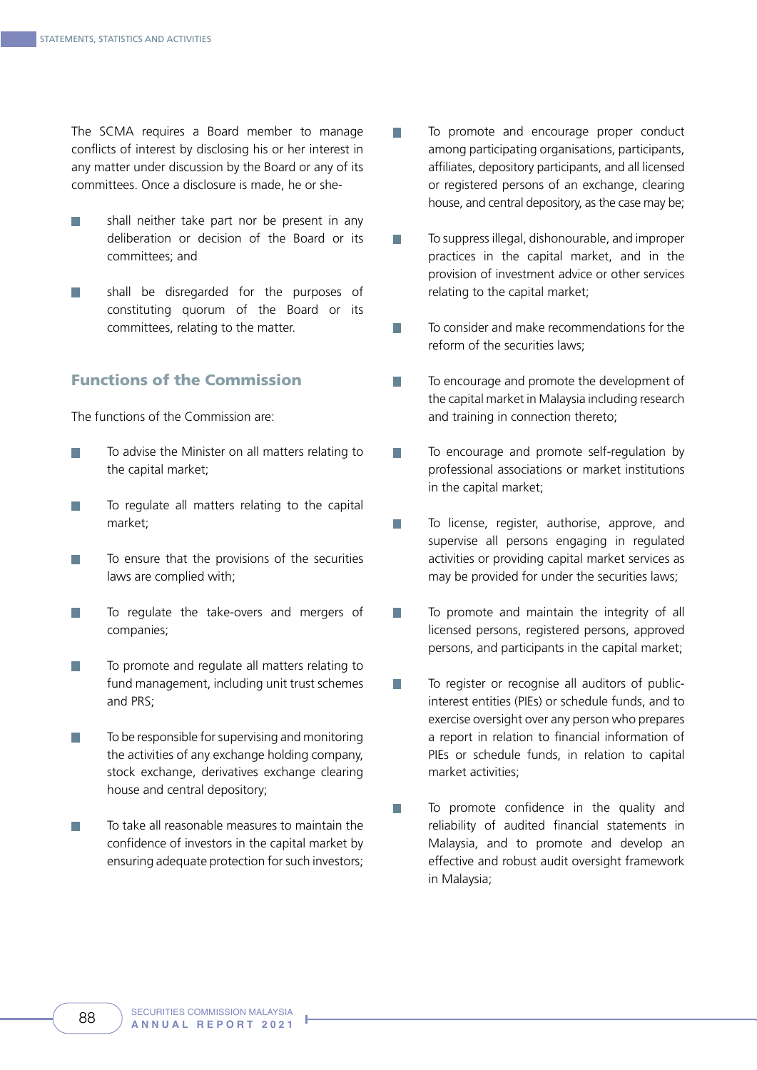The SCMA requires a Board member to manage conflicts of interest by disclosing his or her interest in any matter under discussion by the Board or any of its committees. Once a disclosure is made, he or she-

- shall neither take part nor be present in any deliberation or decision of the Board or its committees; and
- shall be disregarded for the purposes of constituting quorum of the Board or its committees, relating to the matter.

## Functions of the Commission

The functions of the Commission are:

- To advise the Minister on all matters relating to the capital market;
- To regulate all matters relating to the capital market;
- To ensure that the provisions of the securities laws are complied with;
- To regulate the take-overs and mergers of companies;
- To promote and regulate all matters relating to fund management, including unit trust schemes and PRS;
- To be responsible for supervising and monitoring the activities of any exchange holding company, stock exchange, derivatives exchange clearing house and central depository;
- To take all reasonable measures to maintain the confidence of investors in the capital market by ensuring adequate protection for such investors;
- To promote and encourage proper conduct among participating organisations, participants, affiliates, depository participants, and all licensed or registered persons of an exchange, clearing house, and central depository, as the case may be;
- To suppress illegal, dishonourable, and improper practices in the capital market, and in the provision of investment advice or other services relating to the capital market;
- To consider and make recommendations for the reform of the securities laws;
- To encourage and promote the development of the capital market in Malaysia including research and training in connection thereto;
- To encourage and promote self-regulation by professional associations or market institutions in the capital market;
- To license, register, authorise, approve, and supervise all persons engaging in regulated activities or providing capital market services as may be provided for under the securities laws;
- To promote and maintain the integrity of all licensed persons, registered persons, approved persons, and participants in the capital market;
- To register or recognise all auditors of public-interest entities (PIEs) or schedule funds, and to exercise oversight over any person who prepares a report in relation to financial information of PIEs or schedule funds, in relation to capital market activities;
- To promote confidence in the quality and reliability of audited financial statements in Malaysia, and to promote and develop an effective and robust audit oversight framework in Malaysia;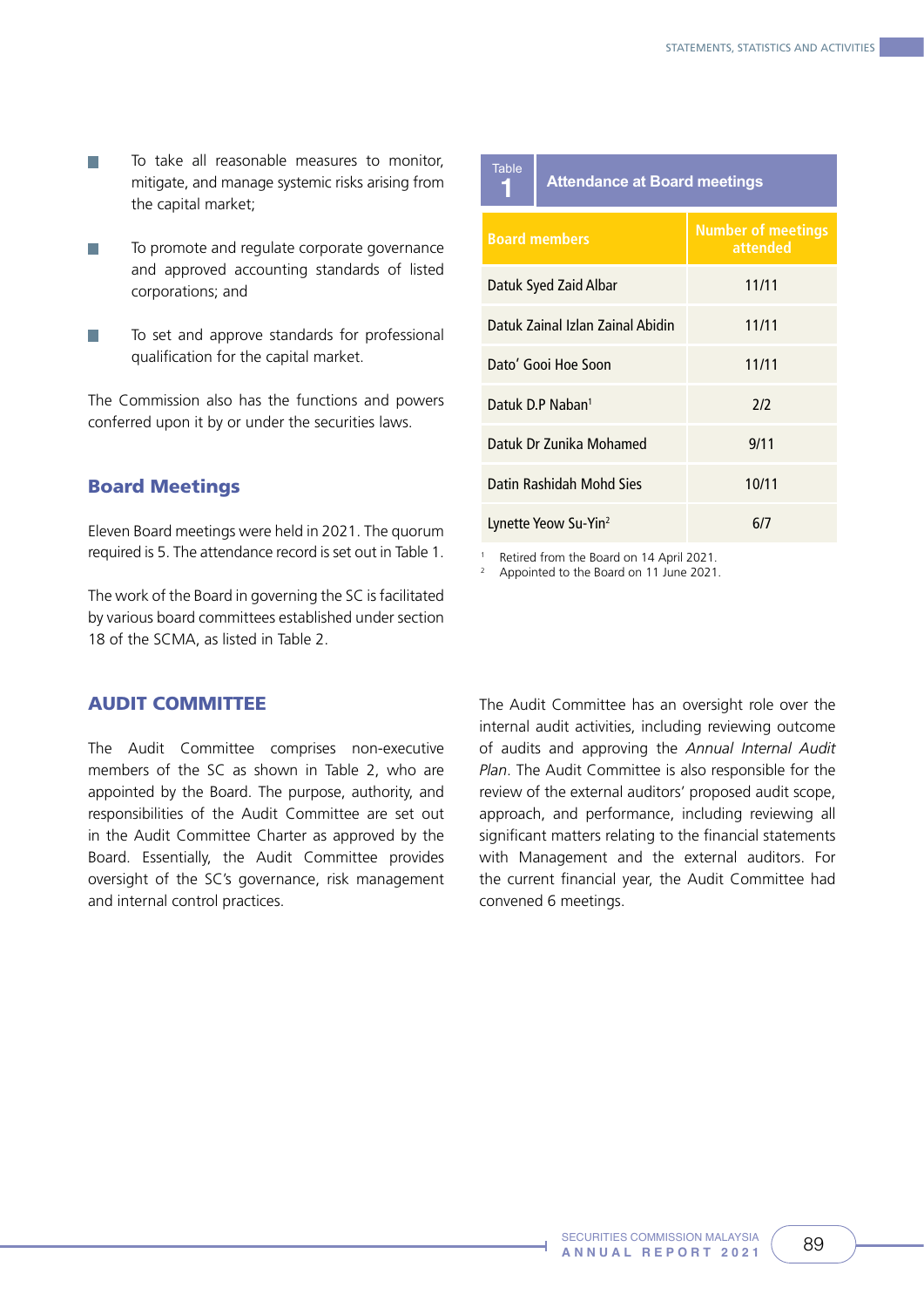- To take all reasonable measures to monitor, mitigate, and manage systemic risks arising from the capital market;
- To promote and regulate corporate governance and approved accounting standards of listed corporations; and
- To set and approve standards for professional qualification for the capital market.

The Commission also has the functions and powers conferred upon it by or under the securities laws.

## Board Meetings

Eleven Board meetings were held in 2021. The quorum required is 5. The attendance record is set out in Table 1.

The work of the Board in governing the SC is facilitated by various board committees established under section 18 of the SCMA, as listed in Table 2.

**Table 1 Attendance at Board meetings**

| Board members | Number of meetings attended |
|---|---|
| Datuk Syed Zaid Albar | 11/11 |
| Datuk Zainal Izlan Zainal Abidin | 11/11 |
| Dato' Gooi Hoe Soon | 11/11 |
| Datuk D.P Naban[1] | 2/2 |
| Datuk Dr Zunika Mohamed | 9/11 |
| Datin Rashidah Mohd Sies | 10/11 |
| Lynette Yeow Su-Yin[2] | 6/7 |

[1] Retired from the Board on 14 April 2021.
[2] Appointed to the Board on 11 June 2021.

## AUDIT COMMITTEE

The Audit Committee comprises non-executive members of the SC as shown in Table 2, who are appointed by the Board. The purpose, authority, and responsibilities of the Audit Committee are set out in the Audit Committee Charter as approved by the Board. Essentially, the Audit Committee provides oversight of the SC's governance, risk management and internal control practices.

The Audit Committee has an oversight role over the internal audit activities, including reviewing outcome of audits and approving the *Annual Internal Audit Plan*. The Audit Committee is also responsible for the review of the external auditors' proposed audit scope, approach, and performance, including reviewing all significant matters relating to the financial statements with Management and the external auditors. For the current financial year, the Audit Committee had convened 6 meetings.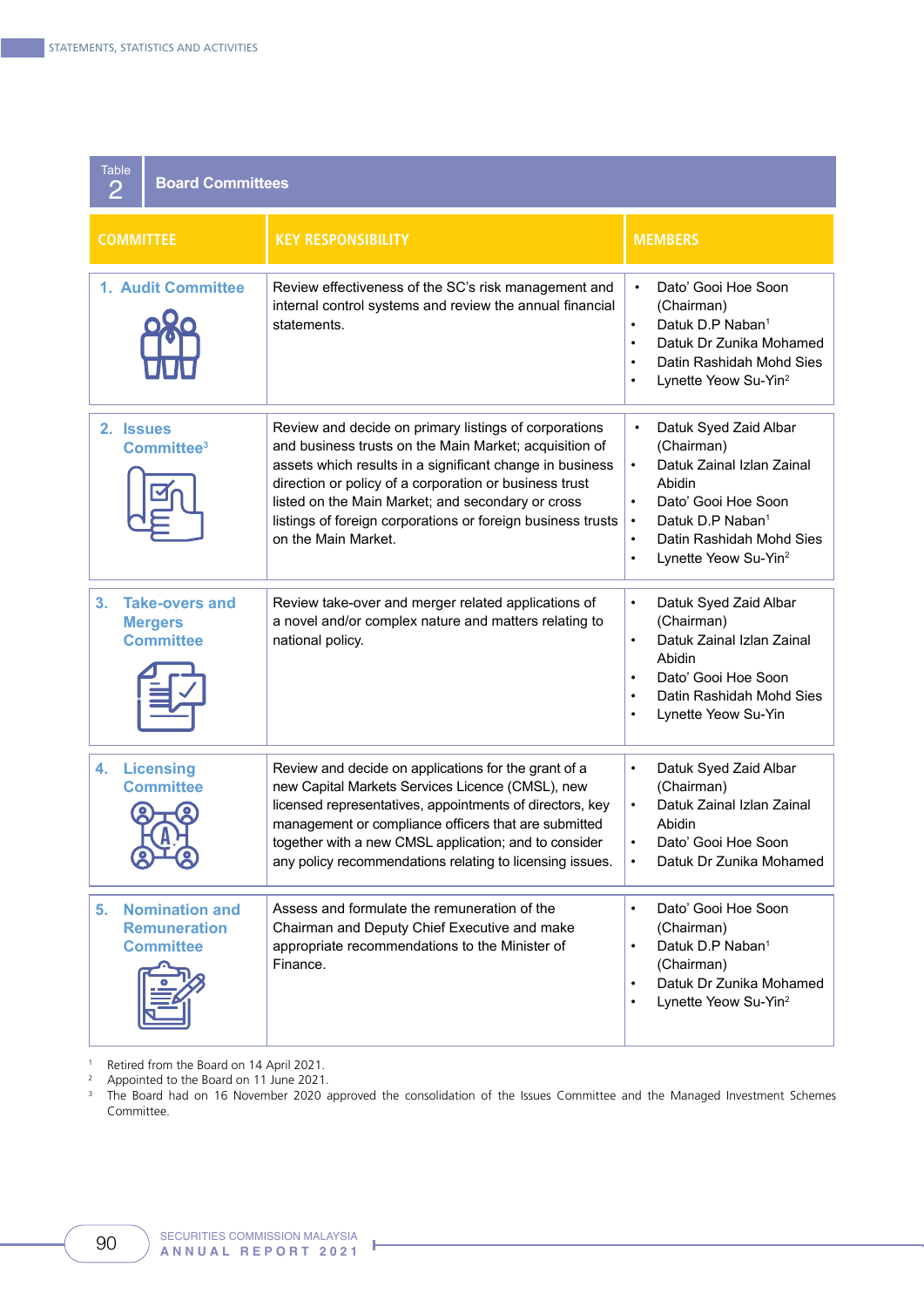**Table 2** **Board Committees**

| COMMITTEE | KEY RESPONSIBILITY | MEMBERS |
|---|---|---|
| 1. Audit Committee | Review effectiveness of the SC's risk management and internal control systems and review the annual financial statements. | • Dato' Gooi Hoe Soon (Chairman)<br>• Datuk D.P Naban[1]<br>• Datuk Dr Zunika Mohamed<br>• Datin Rashidah Mohd Sies<br>• Lynette Yeow Su-Yin[2] |
| 2. Issues Committee[3] | Review and decide on primary listings of corporations and business trusts on the Main Market; acquisition of assets which results in a significant change in business direction or policy of a corporation or business trust listed on the Main Market; and secondary or cross listings of foreign corporations or foreign business trusts on the Main Market. | • Datuk Syed Zaid Albar (Chairman)<br>• Datuk Zainal Izlan Zainal Abidin<br>• Dato' Gooi Hoe Soon<br>• Datuk D.P Naban[1]<br>• Datin Rashidah Mohd Sies<br>• Lynette Yeow Su-Yin[2] |
| 3. Take-overs and Mergers Committee | Review take-over and merger related applications of a novel and/or complex nature and matters relating to national policy. | • Datuk Syed Zaid Albar (Chairman)<br>• Datuk Zainal Izlan Zainal Abidin<br>• Dato' Gooi Hoe Soon<br>• Datin Rashidah Mohd Sies<br>• Lynette Yeow Su-Yin |
| 4. Licensing Committee | Review and decide on applications for the grant of a new Capital Markets Services Licence (CMSL), new licensed representatives, appointments of directors, key management or compliance officers that are submitted together with a new CMSL application; and to consider any policy recommendations relating to licensing issues. | • Datuk Syed Zaid Albar (Chairman)<br>• Datuk Zainal Izlan Zainal Abidin<br>• Dato' Gooi Hoe Soon<br>• Datuk Dr Zunika Mohamed |
| 5. Nomination and Remuneration Committee | Assess and formulate the remuneration of the Chairman and Deputy Chief Executive and make appropriate recommendations to the Minister of Finance. | • Dato' Gooi Hoe Soon (Chairman)<br>• Datuk D.P Naban[1] (Chairman)<br>• Datuk Dr Zunika Mohamed<br>• Lynette Yeow Su-Yin[2] |

[1] Retired from the Board on 14 April 2021.
[2] Appointed to the Board on 11 June 2021.
[3] The Board had on 16 November 2020 approved the consolidation of the Issues Committee and the Managed Investment Schemes Committee.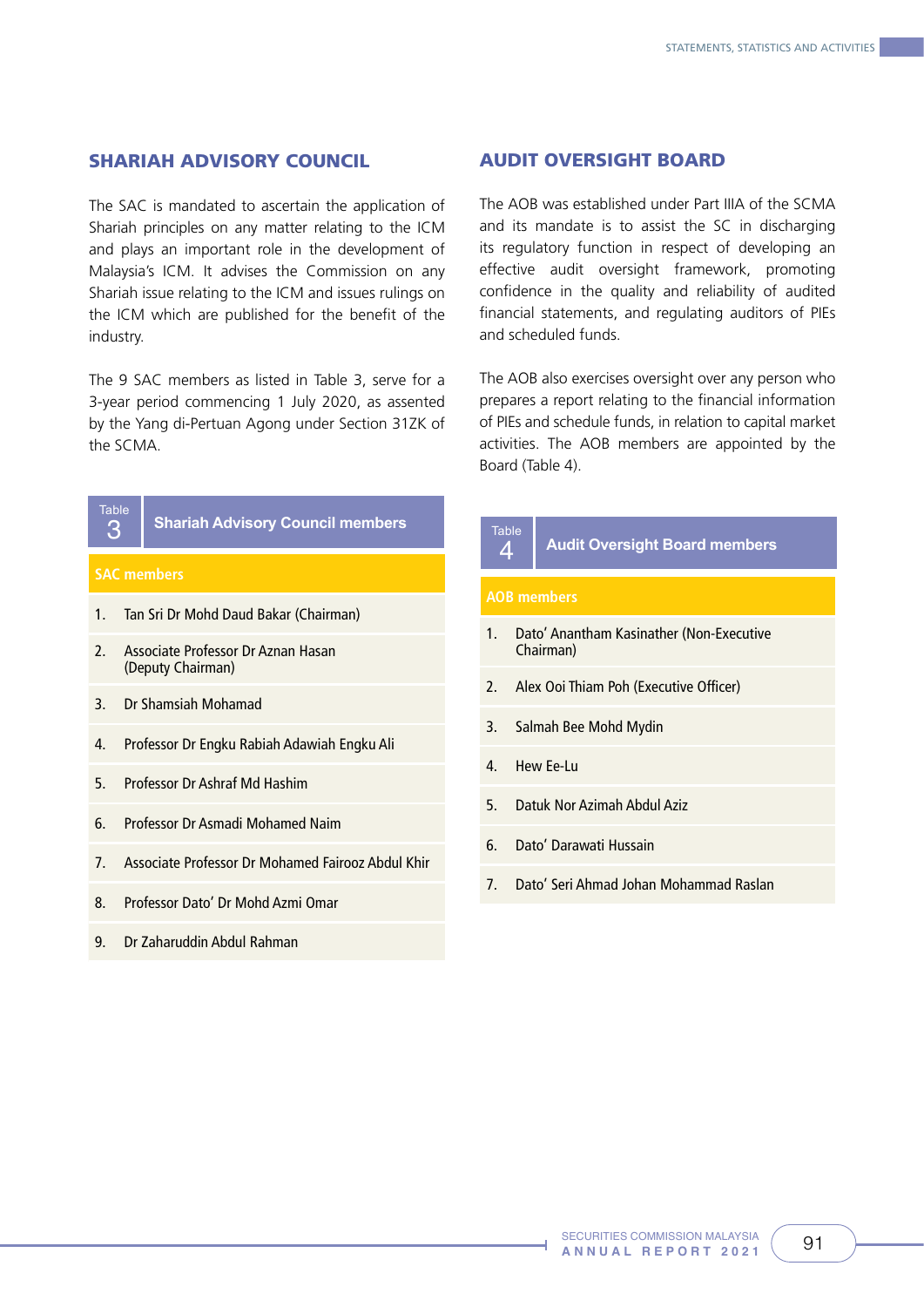## SHARIAH ADVISORY COUNCIL

The SAC is mandated to ascertain the application of Shariah principles on any matter relating to the ICM and plays an important role in the development of Malaysia's ICM. It advises the Commission on any Shariah issue relating to the ICM and issues rulings on the ICM which are published for the benefit of the industry.

The 9 SAC members as listed in Table 3, serve for a 3-year period commencing 1 July 2020, as assented by the Yang di-Pertuan Agong under Section 31ZK of the SCMA.

**Table 3 Shariah Advisory Council members**

| | SAC members |
|---|---|
| 1. | Tan Sri Dr Mohd Daud Bakar (Chairman) |
| 2. | Associate Professor Dr Aznan Hasan (Deputy Chairman) |
| 3. | Dr Shamsiah Mohamad |
| 4. | Professor Dr Engku Rabiah Adawiah Engku Ali |
| 5. | Professor Dr Ashraf Md Hashim |
| 6. | Professor Dr Asmadi Mohamed Naim |
| 7. | Associate Professor Dr Mohamed Fairooz Abdul Khir |
| 8. | Professor Dato' Dr Mohd Azmi Omar |
| 9. | Dr Zaharuddin Abdul Rahman |

## AUDIT OVERSIGHT BOARD

The AOB was established under Part IIIA of the SCMA and its mandate is to assist the SC in discharging its regulatory function in respect of developing an effective audit oversight framework, promoting confidence in the quality and reliability of audited financial statements, and regulating auditors of PIEs and scheduled funds.

The AOB also exercises oversight over any person who prepares a report relating to the financial information of PIEs and schedule funds, in relation to capital market activities. The AOB members are appointed by the Board (Table 4).

**Table 4 Audit Oversight Board members**

| | AOB members |
|---|---|
| 1. | Dato' Anantham Kasinather (Non-Executive Chairman) |
| 2. | Alex Ooi Thiam Poh (Executive Officer) |
| 3. | Salmah Bee Mohd Mydin |
| 4. | Hew Ee-Lu |
| 5. | Datuk Nor Azimah Abdul Aziz |
| 6. | Dato' Darawati Hussain |
| 7. | Dato' Seri Ahmad Johan Mohammad Raslan |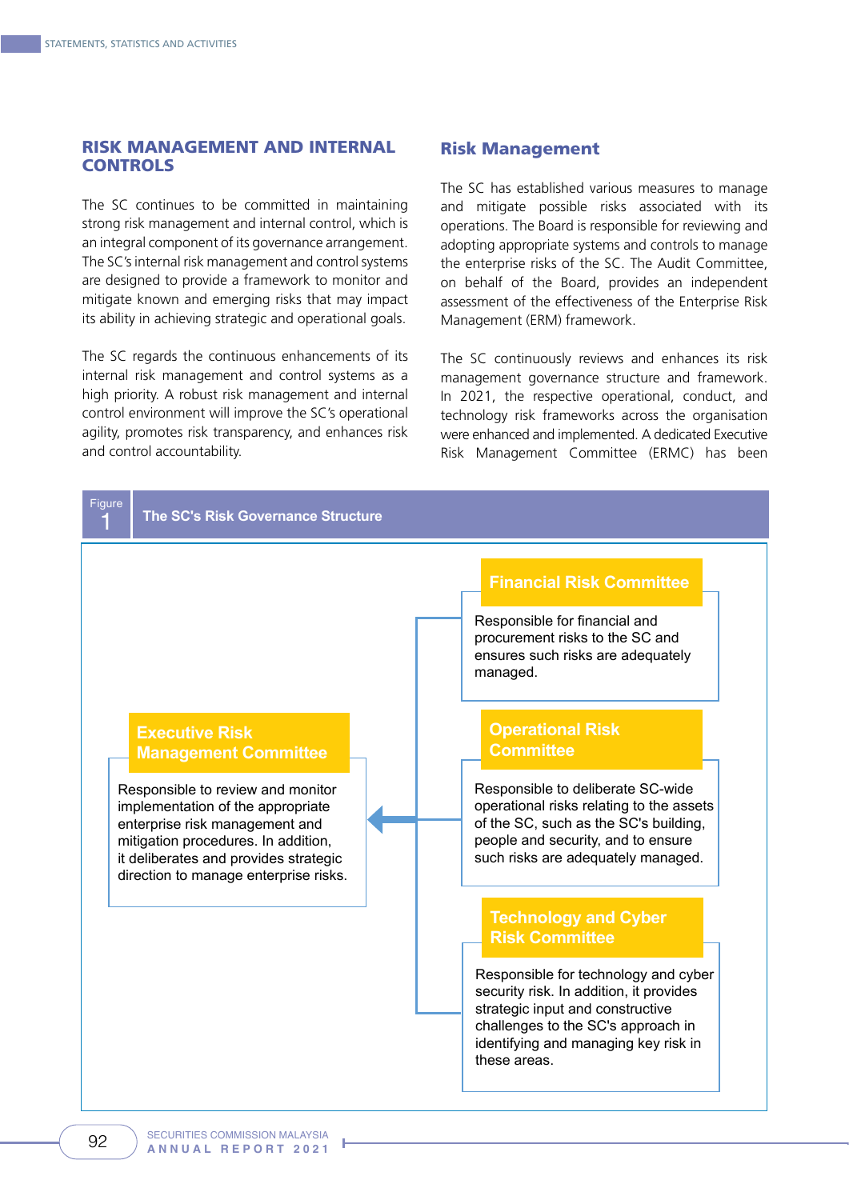## RISK MANAGEMENT AND INTERNAL CONTROLS

The SC continues to be committed in maintaining strong risk management and internal control, which is an integral component of its governance arrangement. The SC's internal risk management and control systems are designed to provide a framework to monitor and mitigate known and emerging risks that may impact its ability in achieving strategic and operational goals.

The SC regards the continuous enhancements of its internal risk management and control systems as a high priority. A robust risk management and internal control environment will improve the SC's operational agility, promotes risk transparency, and enhances risk and control accountability.

### Risk Management

The SC has established various measures to manage and mitigate possible risks associated with its operations. The Board is responsible for reviewing and adopting appropriate systems and controls to manage the enterprise risks of the SC. The Audit Committee, on behalf of the Board, provides an independent assessment of the effectiveness of the Enterprise Risk Management (ERM) framework.

The SC continuously reviews and enhances its risk management governance structure and framework. In 2021, the respective operational, conduct, and technology risk frameworks across the organisation were enhanced and implemented. A dedicated Executive Risk Management Committee (ERMC) has been

**Figure 1 The SC's Risk Governance Structure**

**Executive Risk Management Committee**

Responsible to review and monitor implementation of the appropriate enterprise risk management and mitigation procedures. In addition, it deliberates and provides strategic direction to manage enterprise risks.

**Financial Risk Committee**

Responsible for financial and procurement risks to the SC and ensures such risks are adequately managed.

**Operational Risk Committee**

Responsible to deliberate SC-wide operational risks relating to the assets of the SC, such as the SC's building, people and security, and to ensure such risks are adequately managed.

**Technology and Cyber Risk Committee**

Responsible for technology and cyber security risk. In addition, it provides strategic input and constructive challenges to the SC's approach in identifying and managing key risk in these areas.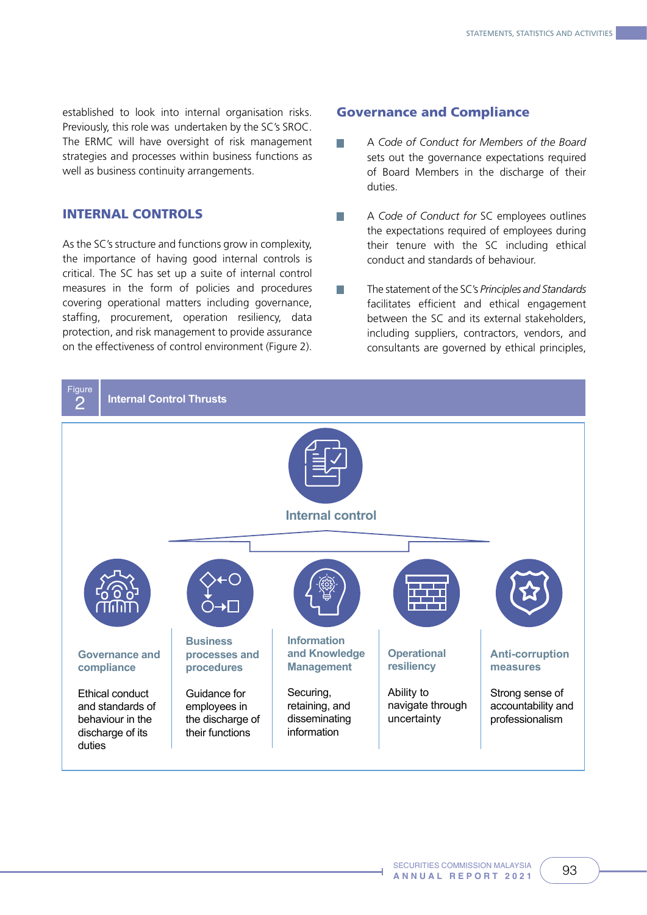established to look into internal organisation risks. Previously, this role was undertaken by the SC's SROC. The ERMC will have oversight of risk management strategies and processes within business functions as well as business continuity arrangements.

## INTERNAL CONTROLS

As the SC's structure and functions grow in complexity, the importance of having good internal controls is critical. The SC has set up a suite of internal control measures in the form of policies and procedures covering operational matters including governance, staffing, procurement, operation resiliency, data protection, and risk management to provide assurance on the effectiveness of control environment (Figure 2).

### Governance and Compliance

- A *Code of Conduct for Members of the Board* sets out the governance expectations required of Board Members in the discharge of their duties.
- A *Code of Conduct for* SC employees outlines the expectations required of employees during their tenure with the SC including ethical conduct and standards of behaviour.
- The statement of the SC's *Principles and Standards* facilitates efficient and ethical engagement between the SC and its external stakeholders, including suppliers, contractors, vendors, and consultants are governed by ethical principles,

**Figure 2 Internal Control Thrusts**

**Internal control**

| Governance and compliance | Business processes and procedures | Information and Knowledge Management | Operational resiliency | Anti-corruption measures |
|---|---|---|---|---|
| Ethical conduct and standards of behaviour in the discharge of its duties | Guidance for employees in the discharge of their functions | Securing, retaining, and disseminating information | Ability to navigate through uncertainty | Strong sense of accountability and professionalism |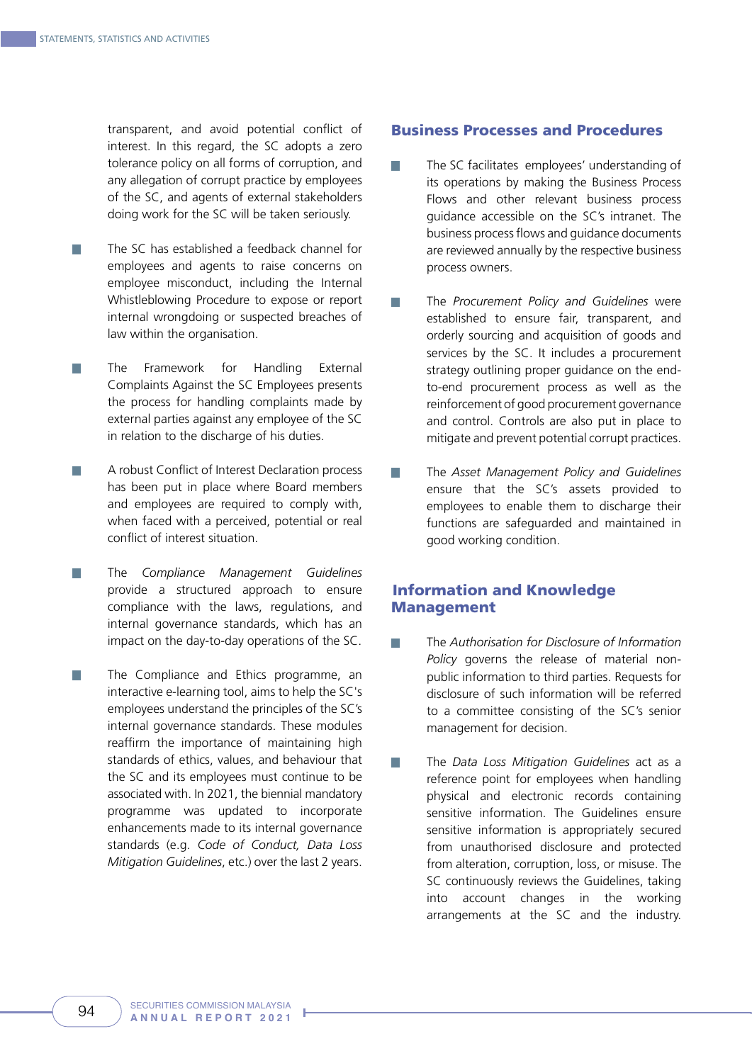transparent, and avoid potential conflict of interest. In this regard, the SC adopts a zero tolerance policy on all forms of corruption, and any allegation of corrupt practice by employees of the SC, and agents of external stakeholders doing work for the SC will be taken seriously.

- The SC has established a feedback channel for employees and agents to raise concerns on employee misconduct, including the Internal Whistleblowing Procedure to expose or report internal wrongdoing or suspected breaches of law within the organisation.
- The Framework for Handling External Complaints Against the SC Employees presents the process for handling complaints made by external parties against any employee of the SC in relation to the discharge of his duties.
- A robust Conflict of Interest Declaration process has been put in place where Board members and employees are required to comply with, when faced with a perceived, potential or real conflict of interest situation.
- The *Compliance Management Guidelines* provide a structured approach to ensure compliance with the laws, regulations, and internal governance standards, which has an impact on the day-to-day operations of the SC.
- The Compliance and Ethics programme, an interactive e-learning tool, aims to help the SC's employees understand the principles of the SC's internal governance standards. These modules reaffirm the importance of maintaining high standards of ethics, values, and behaviour that the SC and its employees must continue to be associated with. In 2021, the biennial mandatory programme was updated to incorporate enhancements made to its internal governance standards (e.g. *Code of Conduct, Data Loss Mitigation Guidelines*, etc.) over the last 2 years.

## Business Processes and Procedures

- The SC facilitates employees' understanding of its operations by making the Business Process Flows and other relevant business process guidance accessible on the SC's intranet. The business process flows and guidance documents are reviewed annually by the respective business process owners.
- The *Procurement Policy and Guidelines* were established to ensure fair, transparent, and orderly sourcing and acquisition of goods and services by the SC. It includes a procurement strategy outlining proper guidance on the end-to-end procurement process as well as the reinforcement of good procurement governance and control. Controls are also put in place to mitigate and prevent potential corrupt practices.
- The *Asset Management Policy and Guidelines* ensure that the SC's assets provided to employees to enable them to discharge their functions are safeguarded and maintained in good working condition.

## Information and Knowledge Management

- The *Authorisation for Disclosure of Information Policy* governs the release of material non-public information to third parties. Requests for disclosure of such information will be referred to a committee consisting of the SC's senior management for decision.
- The *Data Loss Mitigation Guidelines* act as a reference point for employees when handling physical and electronic records containing sensitive information. The Guidelines ensure sensitive information is appropriately secured from unauthorised disclosure and protected from alteration, corruption, loss, or misuse. The SC continuously reviews the Guidelines, taking into account changes in the working arrangements at the SC and the industry.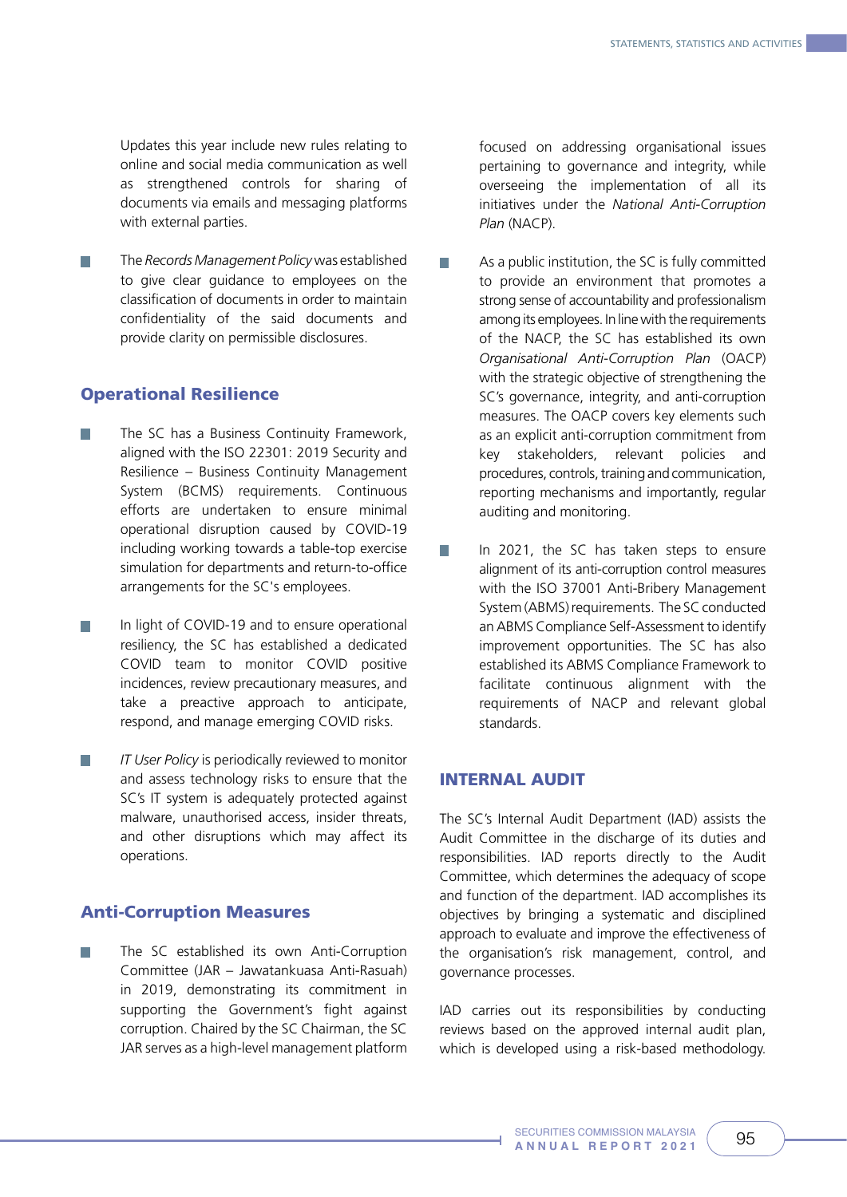Updates this year include new rules relating to online and social media communication as well as strengthened controls for sharing of documents via emails and messaging platforms with external parties.

- The *Records Management Policy* was established to give clear guidance to employees on the classification of documents in order to maintain confidentiality of the said documents and provide clarity on permissible disclosures.

### Operational Resilience

- The SC has a Business Continuity Framework, aligned with the ISO 22301: 2019 Security and Resilience – Business Continuity Management System (BCMS) requirements. Continuous efforts are undertaken to ensure minimal operational disruption caused by COVID-19 including working towards a table-top exercise simulation for departments and return-to-office arrangements for the SC's employees.

- In light of COVID-19 and to ensure operational resiliency, the SC has established a dedicated COVID team to monitor COVID positive incidences, review precautionary measures, and take a preactive approach to anticipate, respond, and manage emerging COVID risks.

- *IT User Policy* is periodically reviewed to monitor and assess technology risks to ensure that the SC's IT system is adequately protected against malware, unauthorised access, insider threats, and other disruptions which may affect its operations.

### Anti-Corruption Measures

- The SC established its own Anti-Corruption Committee (JAR – Jawatankuasa Anti-Rasuah) in 2019, demonstrating its commitment in supporting the Government's fight against corruption. Chaired by the SC Chairman, the SC JAR serves as a high-level management platform focused on addressing organisational issues pertaining to governance and integrity, while overseeing the implementation of all its initiatives under the *National Anti-Corruption Plan* (NACP).

- As a public institution, the SC is fully committed to provide an environment that promotes a strong sense of accountability and professionalism among its employees. In line with the requirements of the NACP, the SC has established its own *Organisational Anti-Corruption Plan* (OACP) with the strategic objective of strengthening the SC's governance, integrity, and anti-corruption measures. The OACP covers key elements such as an explicit anti-corruption commitment from key stakeholders, relevant policies and procedures, controls, training and communication, reporting mechanisms and importantly, regular auditing and monitoring.

- In 2021, the SC has taken steps to ensure alignment of its anti-corruption control measures with the ISO 37001 Anti-Bribery Management System (ABMS) requirements. The SC conducted an ABMS Compliance Self-Assessment to identify improvement opportunities. The SC has also established its ABMS Compliance Framework to facilitate continuous alignment with the requirements of NACP and relevant global standards.

## INTERNAL AUDIT

The SC's Internal Audit Department (IAD) assists the Audit Committee in the discharge of its duties and responsibilities. IAD reports directly to the Audit Committee, which determines the adequacy of scope and function of the department. IAD accomplishes its objectives by bringing a systematic and disciplined approach to evaluate and improve the effectiveness of the organisation's risk management, control, and governance processes.

IAD carries out its responsibilities by conducting reviews based on the approved internal audit plan, which is developed using a risk-based methodology.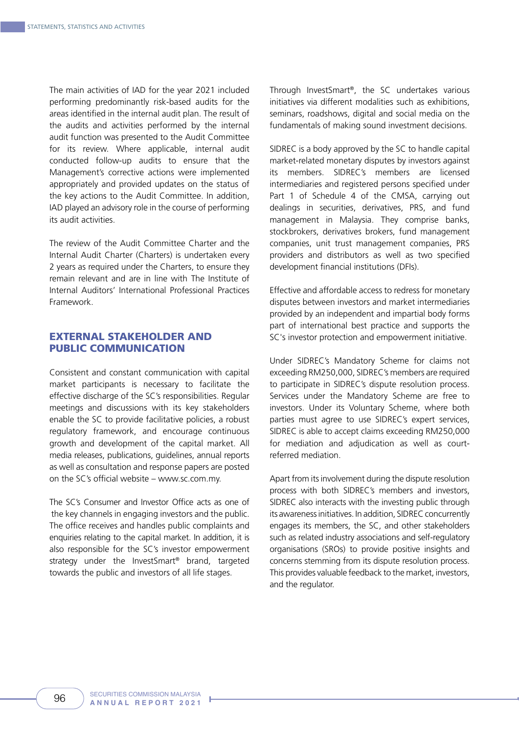The main activities of IAD for the year 2021 included performing predominantly risk-based audits for the areas identified in the internal audit plan. The result of the audits and activities performed by the internal audit function was presented to the Audit Committee for its review. Where applicable, internal audit conducted follow-up audits to ensure that the Management's corrective actions were implemented appropriately and provided updates on the status of the key actions to the Audit Committee. In addition, IAD played an advisory role in the course of performing its audit activities.

The review of the Audit Committee Charter and the Internal Audit Charter (Charters) is undertaken every 2 years as required under the Charters, to ensure they remain relevant and are in line with The Institute of Internal Auditors' International Professional Practices Framework.

## EXTERNAL STAKEHOLDER AND PUBLIC COMMUNICATION

Consistent and constant communication with capital market participants is necessary to facilitate the effective discharge of the SC's responsibilities. Regular meetings and discussions with its key stakeholders enable the SC to provide facilitative policies, a robust regulatory framework, and encourage continuous growth and development of the capital market. All media releases, publications, guidelines, annual reports as well as consultation and response papers are posted on the SC's official website – www.sc.com.my.

The SC's Consumer and Investor Office acts as one of the key channels in engaging investors and the public. The office receives and handles public complaints and enquiries relating to the capital market. In addition, it is also responsible for the SC's investor empowerment strategy under the InvestSmart® brand, targeted towards the public and investors of all life stages.

Through InvestSmart®, the SC undertakes various initiatives via different modalities such as exhibitions, seminars, roadshows, digital and social media on the fundamentals of making sound investment decisions.

SIDREC is a body approved by the SC to handle capital market-related monetary disputes by investors against its members. SIDREC's members are licensed intermediaries and registered persons specified under Part 1 of Schedule 4 of the CMSA, carrying out dealings in securities, derivatives, PRS, and fund management in Malaysia. They comprise banks, stockbrokers, derivatives brokers, fund management companies, unit trust management companies, PRS providers and distributors as well as two specified development financial institutions (DFIs).

Effective and affordable access to redress for monetary disputes between investors and market intermediaries provided by an independent and impartial body forms part of international best practice and supports the SC's investor protection and empowerment initiative.

Under SIDREC's Mandatory Scheme for claims not exceeding RM250,000, SIDREC's members are required to participate in SIDREC's dispute resolution process. Services under the Mandatory Scheme are free to investors. Under its Voluntary Scheme, where both parties must agree to use SIDREC's expert services, SIDREC is able to accept claims exceeding RM250,000 for mediation and adjudication as well as court-referred mediation.

Apart from its involvement during the dispute resolution process with both SIDREC's members and investors, SIDREC also interacts with the investing public through its awareness initiatives. In addition, SIDREC concurrently engages its members, the SC, and other stakeholders such as related industry associations and self-regulatory organisations (SROs) to provide positive insights and concerns stemming from its dispute resolution process. This provides valuable feedback to the market, investors, and the regulator.